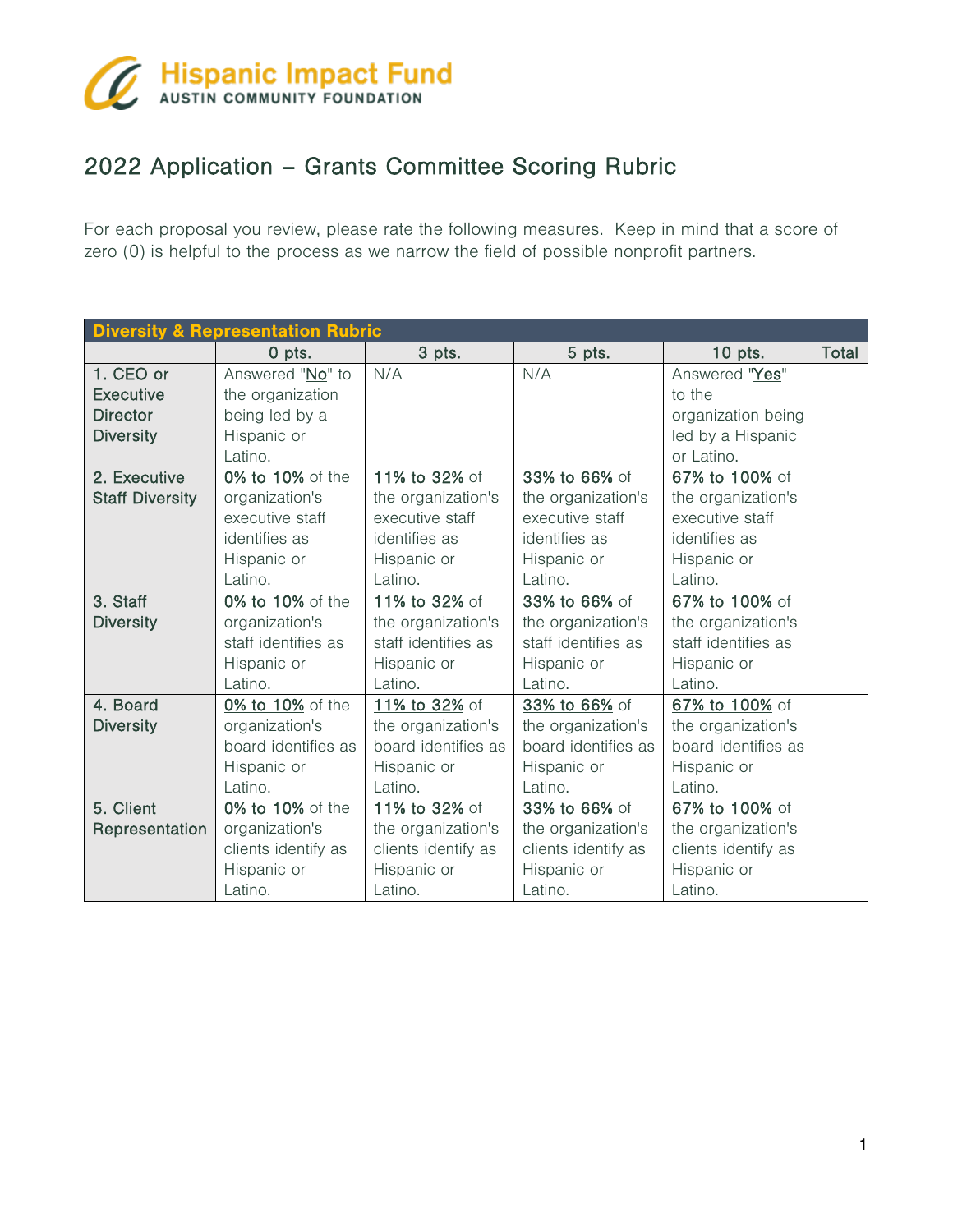Hispanic Impact Fund
AUSTIN COMMUNITY FOUNDATION

# 2022 Application – Grants Committee Scoring Rubric

For each proposal you review, please rate the following measures. Keep in mind that a score of zero (0) is helpful to the process as we narrow the field of possible nonprofit partners.

| **Diversity & Representation Rubric** | | | | | |
|---|---|---|---|---|---|
| | 0 pts. | 3 pts. | 5 pts. | 10 pts. | Total |
| 1. CEO or Executive Director Diversity | Answered "No" to the organization being led by a Hispanic or Latino. | N/A | N/A | Answered "Yes" to the organization being led by a Hispanic or Latino. | |
| 2. Executive Staff Diversity | 0% to 10% of the organization's executive staff identifies as Hispanic or Latino. | 11% to 32% of the organization's executive staff identifies as Hispanic or Latino. | 33% to 66% of the organization's executive staff identifies as Hispanic or Latino. | 67% to 100% of the organization's executive staff identifies as Hispanic or Latino. | |
| 3. Staff Diversity | 0% to 10% of the organization's staff identifies as Hispanic or Latino. | 11% to 32% of the organization's staff identifies as Hispanic or Latino. | 33% to 66% of the organization's staff identifies as Hispanic or Latino. | 67% to 100% of the organization's staff identifies as Hispanic or Latino. | |
| 4. Board Diversity | 0% to 10% of the organization's board identifies as Hispanic or Latino. | 11% to 32% of the organization's board identifies as Hispanic or Latino. | 33% to 66% of the organization's board identifies as Hispanic or Latino. | 67% to 100% of the organization's board identifies as Hispanic or Latino. | |
| 5. Client Representation | 0% to 10% of the organization's clients identify as Hispanic or Latino. | 11% to 32% of the organization's clients identify as Hispanic or Latino. | 33% to 66% of the organization's clients identify as Hispanic or Latino. | 67% to 100% of the organization's clients identify as Hispanic or Latino. | |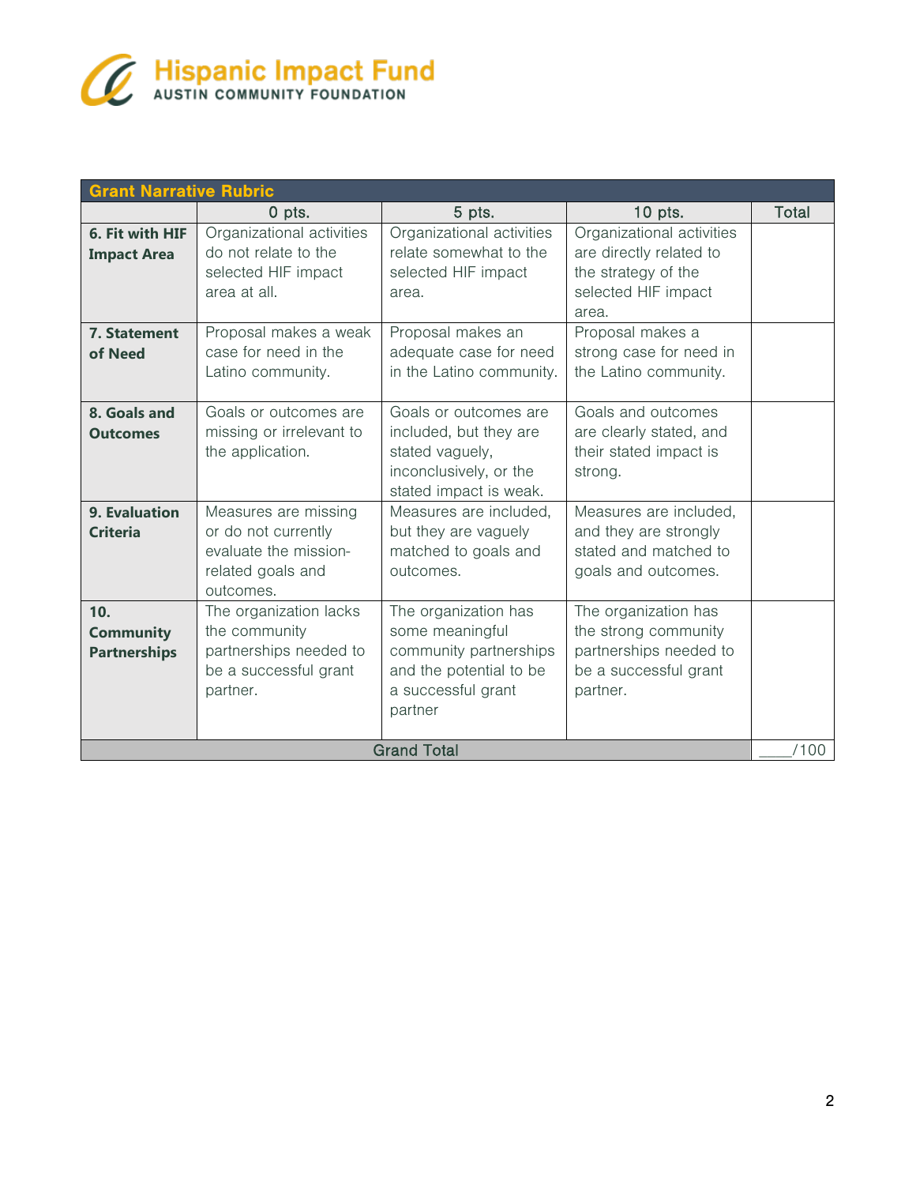**Hispanic Impact Fund**
**AUSTIN COMMUNITY FOUNDATION**

| Grant Narrative Rubric | | | | |
|---|---|---|---|---|
| | 0 pts. | 5 pts. | 10 pts. | Total |
| **6. Fit with HIF Impact Area** | Organizational activities do not relate to the selected HIF impact area at all. | Organizational activities relate somewhat to the selected HIF impact area. | Organizational activities are directly related to the strategy of the selected HIF impact area. | |
| **7. Statement of Need** | Proposal makes a weak case for need in the Latino community. | Proposal makes an adequate case for need in the Latino community. | Proposal makes a strong case for need in the Latino community. | |
| **8. Goals and Outcomes** | Goals or outcomes are missing or irrelevant to the application. | Goals or outcomes are included, but they are stated vaguely, inconclusively, or the stated impact is weak. | Goals and outcomes are clearly stated, and their stated impact is strong. | |
| **9. Evaluation Criteria** | Measures are missing or do not currently evaluate the mission-related goals and outcomes. | Measures are included, but they are vaguely matched to goals and outcomes. | Measures are included, and they are strongly stated and matched to goals and outcomes. | |
| **10. Community Partnerships** | The organization lacks the community partnerships needed to be a successful grant partner. | The organization has some meaningful community partnerships and the potential to be a successful grant partner | The organization has the strong community partnerships needed to be a successful grant partner. | |
| Grand Total | | | | ____/100 |